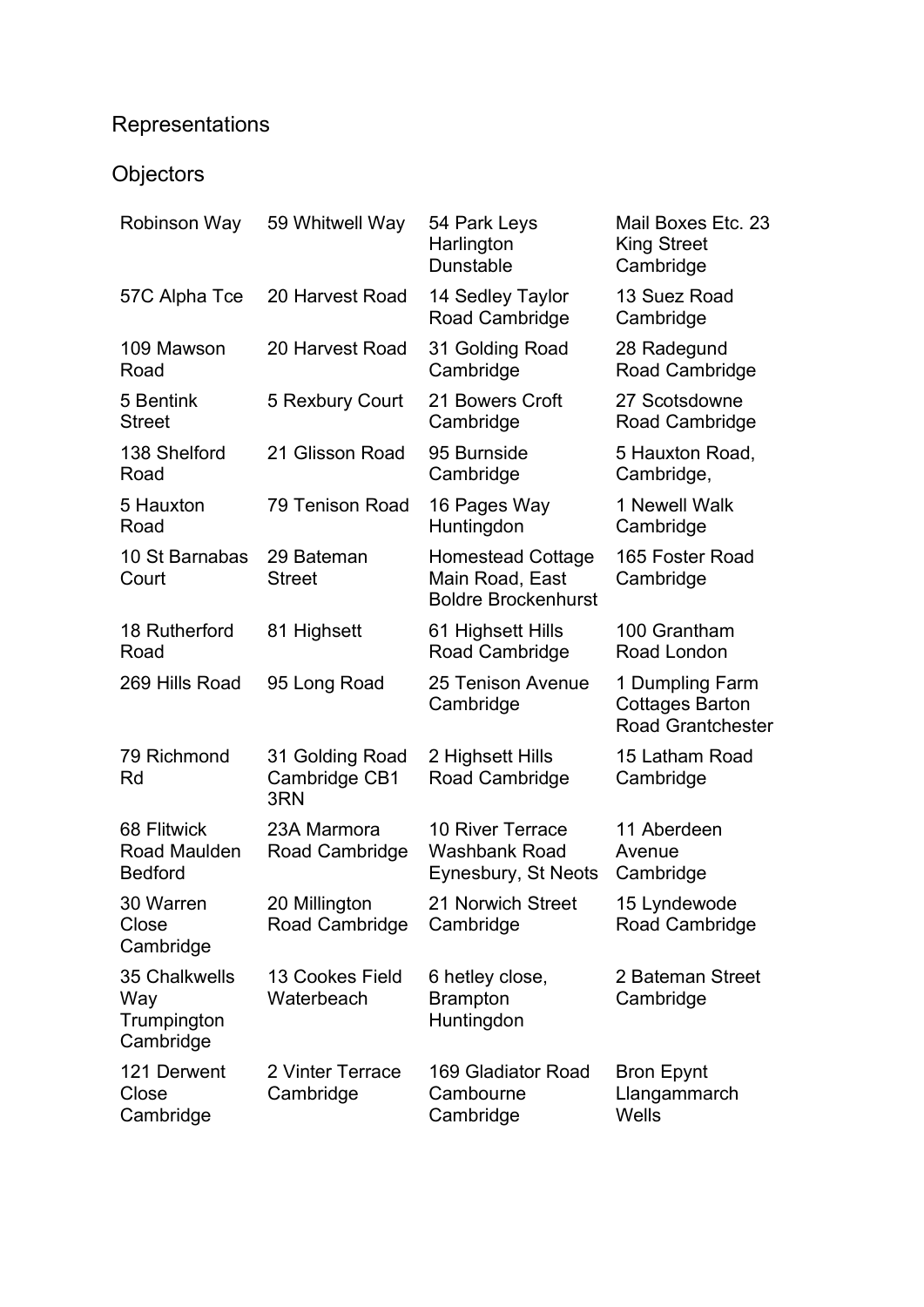# Representations

## Objectors

| | | | |
|---|---|---|---|
| Robinson Way | 59 Whitwell Way | 54 Park Leys Harlington Dunstable | Mail Boxes Etc. 23 King Street Cambridge |
| 57C Alpha Tce | 20 Harvest Road | 14 Sedley Taylor Road Cambridge | 13 Suez Road Cambridge |
| 109 Mawson Road | 20 Harvest Road | 31 Golding Road Cambridge | 28 Radegund Road Cambridge |
| 5 Bentink Street | 5 Rexbury Court | 21 Bowers Croft Cambridge | 27 Scotsdowne Road Cambridge |
| 138 Shelford Road | 21 Glisson Road | 95 Burnside Cambridge | 5 Hauxton Road, Cambridge, |
| 5 Hauxton Road | 79 Tenison Road | 16 Pages Way Huntingdon | 1 Newell Walk Cambridge |
| 10 St Barnabas Court | 29 Bateman Street | Homestead Cottage Main Road, East Boldre Brockenhurst | 165 Foster Road Cambridge |
| 18 Rutherford Road | 81 Highsett | 61 Highsett Hills Road Cambridge | 100 Grantham Road London |
| 269 Hills Road | 95 Long Road | 25 Tenison Avenue Cambridge | 1 Dumpling Farm Cottages Barton Road Grantchester |
| 79 Richmond Rd | 31 Golding Road Cambridge CB1 3RN | 2 Highsett Hills Road Cambridge | 15 Latham Road Cambridge |
| 68 Flitwick Road Maulden Bedford | 23A Marmora Road Cambridge | 10 River Terrace Washbank Road Eynesbury, St Neots | 11 Aberdeen Avenue Cambridge |
| 30 Warren Close Cambridge | 20 Millington Road Cambridge | 21 Norwich Street Cambridge | 15 Lyndewode Road Cambridge |
| 35 Chalkwells Way Trumpington Cambridge | 13 Cookes Field Waterbeach | 6 hetley close, Brampton Huntingdon | 2 Bateman Street Cambridge |
| 121 Derwent Close Cambridge | 2 Vinter Terrace Cambridge | 169 Gladiator Road Cambourne Cambridge | Bron Epynt Llangammarch Wells |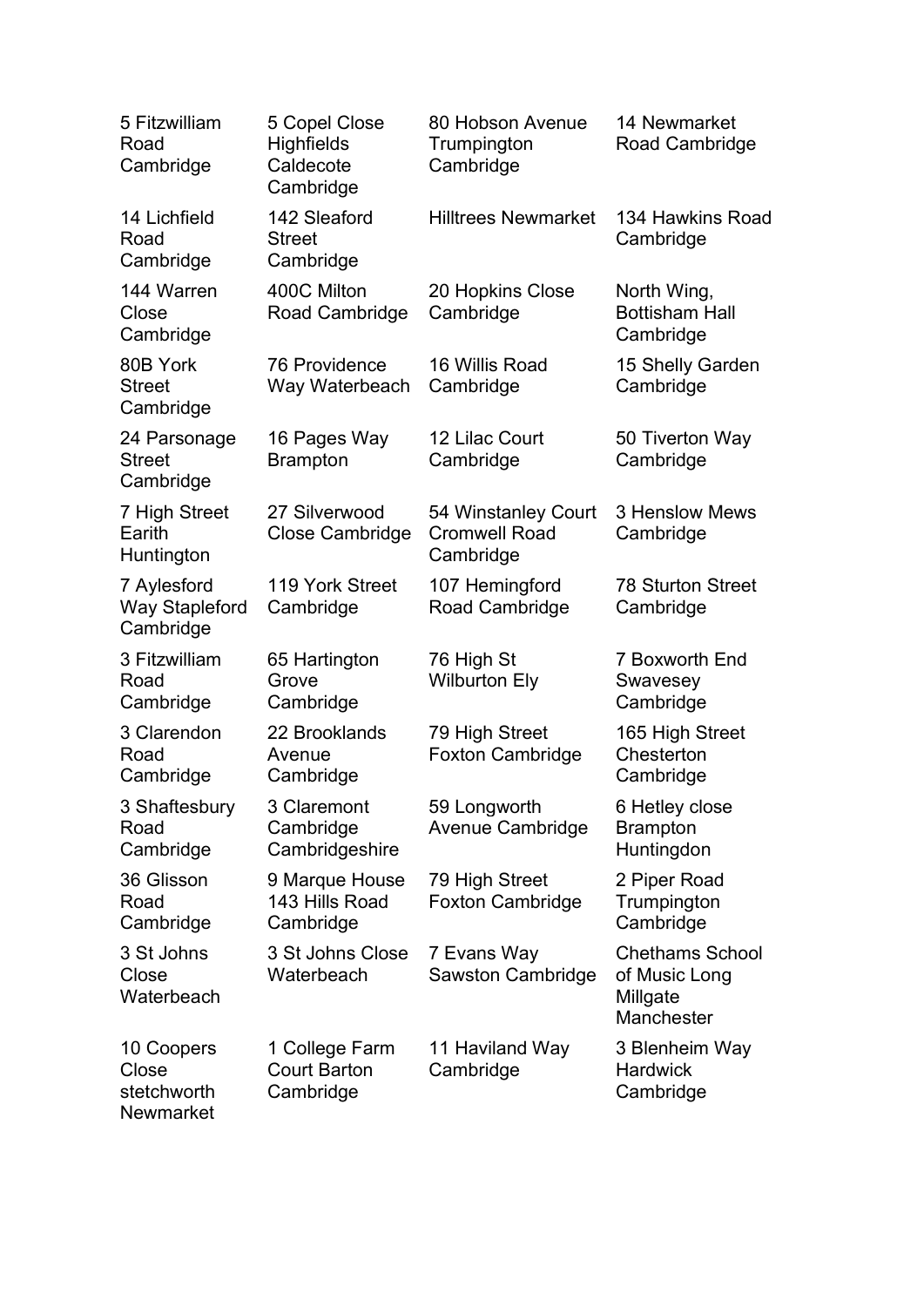| | | | |
|---|---|---|---|
| 5 Fitzwilliam Road Cambridge | 5 Copel Close Highfields Caldecote Cambridge | 80 Hobson Avenue Trumpington Cambridge | 14 Newmarket Road Cambridge |
| 14 Lichfield Road Cambridge | 142 Sleaford Street Cambridge | Hilltrees Newmarket | 134 Hawkins Road Cambridge |
| 144 Warren Close Cambridge | 400C Milton Road Cambridge | 20 Hopkins Close Cambridge | North Wing, Bottisham Hall Cambridge |
| 80B York Street Cambridge | 76 Providence Way Waterbeach | 16 Willis Road Cambridge | 15 Shelly Garden Cambridge |
| 24 Parsonage Street Cambridge | 16 Pages Way Brampton | 12 Lilac Court Cambridge | 50 Tiverton Way Cambridge |
| 7 High Street Earith Huntington | 27 Silverwood Close Cambridge | 54 Winstanley Court Cromwell Road Cambridge | 3 Henslow Mews Cambridge |
| 7 Aylesford Way Stapleford Cambridge | 119 York Street Cambridge | 107 Hemingford Road Cambridge | 78 Sturton Street Cambridge |
| 3 Fitzwilliam Road Cambridge | 65 Hartington Grove Cambridge | 76 High St Wilburton Ely | 7 Boxworth End Swavesey Cambridge |
| 3 Clarendon Road Cambridge | 22 Brooklands Avenue Cambridge | 79 High Street Foxton Cambridge | 165 High Street Chesterton Cambridge |
| 3 Shaftesbury Road Cambridge | 3 Claremont Cambridge Cambridgeshire | 59 Longworth Avenue Cambridge | 6 Hetley close Brampton Huntingdon |
| 36 Glisson Road Cambridge | 9 Marque House 143 Hills Road Cambridge | 79 High Street Foxton Cambridge | 2 Piper Road Trumpington Cambridge |
| 3 St Johns Close Waterbeach | 3 St Johns Close Waterbeach | 7 Evans Way Sawston Cambridge | Chethams School of Music Long Millgate Manchester |
| 10 Coopers Close stetchworth Newmarket | 1 College Farm Court Barton Cambridge | 11 Haviland Way Cambridge | 3 Blenheim Way Hardwick Cambridge |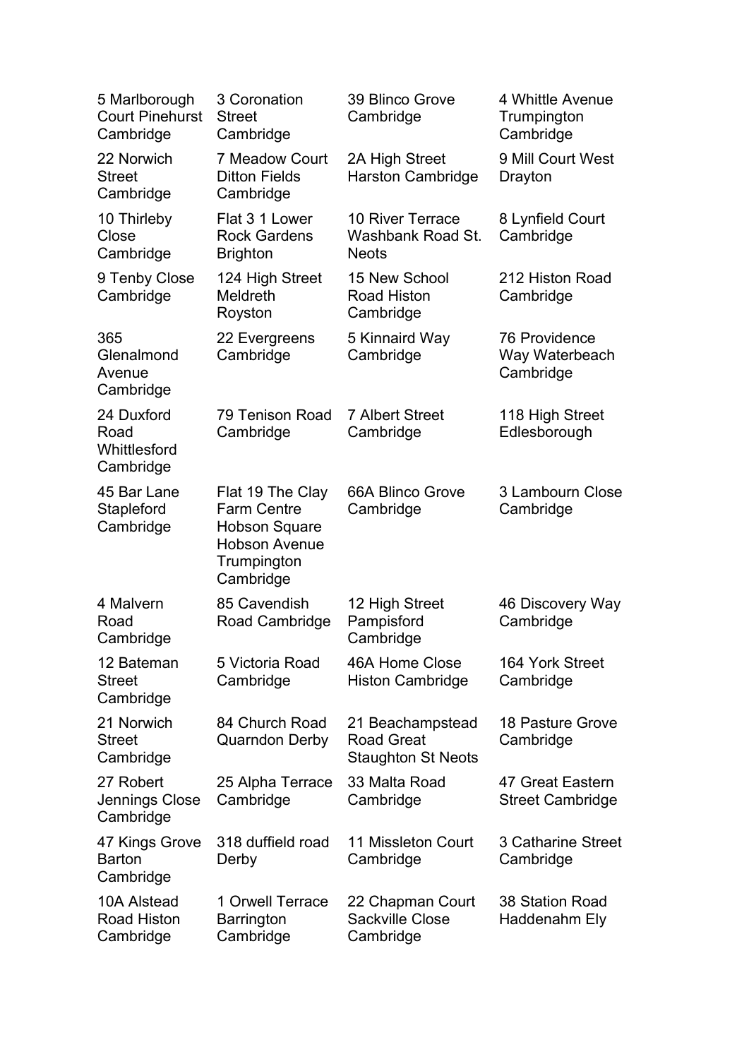| | | | |
|---|---|---|---|
| 5 Marlborough Court Pinehurst Cambridge | 3 Coronation Street Cambridge | 39 Blinco Grove Cambridge | 4 Whittle Avenue Trumpington Cambridge |
| 22 Norwich Street Cambridge | 7 Meadow Court Ditton Fields Cambridge | 2A High Street Harston Cambridge | 9 Mill Court West Drayton |
| 10 Thirleby Close Cambridge | Flat 3 1 Lower Rock Gardens Brighton | 10 River Terrace Washbank Road St. Neots | 8 Lynfield Court Cambridge |
| 9 Tenby Close Cambridge | 124 High Street Meldreth Royston | 15 New School Road Histon Cambridge | 212 Histon Road Cambridge |
| 365 Glenalmond Avenue Cambridge | 22 Evergreens Cambridge | 5 Kinnaird Way Cambridge | 76 Providence Way Waterbeach Cambridge |
| 24 Duxford Road Whittlesford Cambridge | 79 Tenison Road Cambridge | 7 Albert Street Cambridge | 118 High Street Edlesborough |
| 45 Bar Lane Stapleford Cambridge | Flat 19 The Clay Farm Centre Hobson Square Hobson Avenue Trumpington Cambridge | 66A Blinco Grove Cambridge | 3 Lambourn Close Cambridge |
| 4 Malvern Road Cambridge | 85 Cavendish Road Cambridge | 12 High Street Pampisford Cambridge | 46 Discovery Way Cambridge |
| 12 Bateman Street Cambridge | 5 Victoria Road Cambridge | 46A Home Close Histon Cambridge | 164 York Street Cambridge |
| 21 Norwich Street Cambridge | 84 Church Road Quarndon Derby | 21 Beachampstead Road Great Staughton St Neots | 18 Pasture Grove Cambridge |
| 27 Robert Jennings Close Cambridge | 25 Alpha Terrace Cambridge | 33 Malta Road Cambridge | 47 Great Eastern Street Cambridge |
| 47 Kings Grove Barton Cambridge | 318 duffield road Derby | 11 Missleton Court Cambridge | 3 Catharine Street Cambridge |
| 10A Alstead Road Histon Cambridge | 1 Orwell Terrace Barrington Cambridge | 22 Chapman Court Sackville Close Cambridge | 38 Station Road Haddenahm Ely |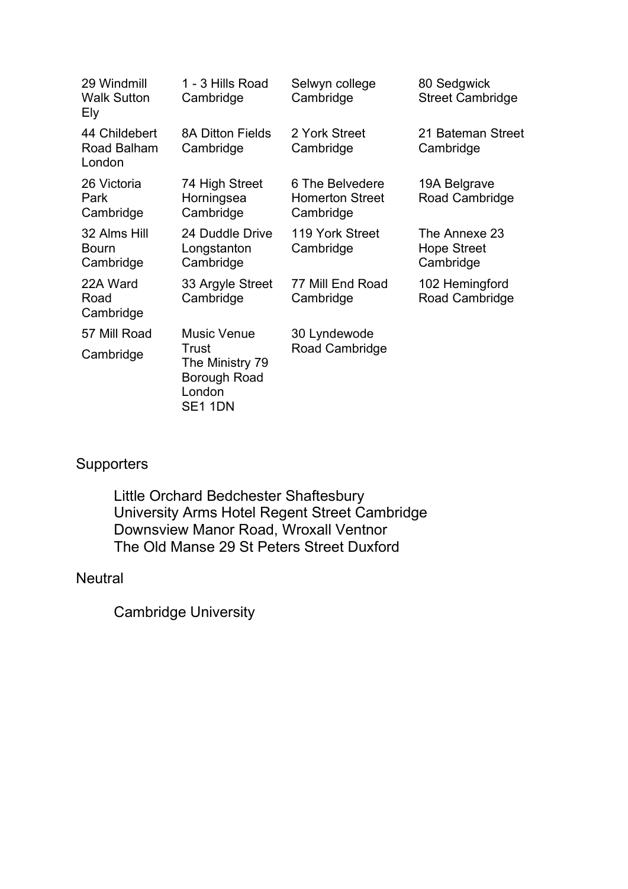| | | | |
|---|---|---|---|
| 29 Windmill Walk Sutton Ely | 1 - 3 Hills Road Cambridge | Selwyn college Cambridge | 80 Sedgwick Street Cambridge |
| 44 Childebert Road Balham London | 8A Ditton Fields Cambridge | 2 York Street Cambridge | 21 Bateman Street Cambridge |
| 26 Victoria Park Cambridge | 74 High Street Horningsea Cambridge | 6 The Belvedere Homerton Street Cambridge | 19A Belgrave Road Cambridge |
| 32 Alms Hill Bourn Cambridge | 24 Duddle Drive Longstanton Cambridge | 119 York Street Cambridge | The Annexe 23 Hope Street Cambridge |
| 22A Ward Road Cambridge | 33 Argyle Street Cambridge | 77 Mill End Road Cambridge | 102 Hemingford Road Cambridge |
| 57 Mill Road Cambridge | Music Venue Trust The Ministry 79 Borough Road London SE1 1DN | 30 Lyndewode Road Cambridge | |

Supporters

Little Orchard Bedchester Shaftesbury
University Arms Hotel Regent Street Cambridge
Downsview Manor Road, Wroxall Ventnor
The Old Manse 29 St Peters Street Duxford

Neutral

Cambridge University